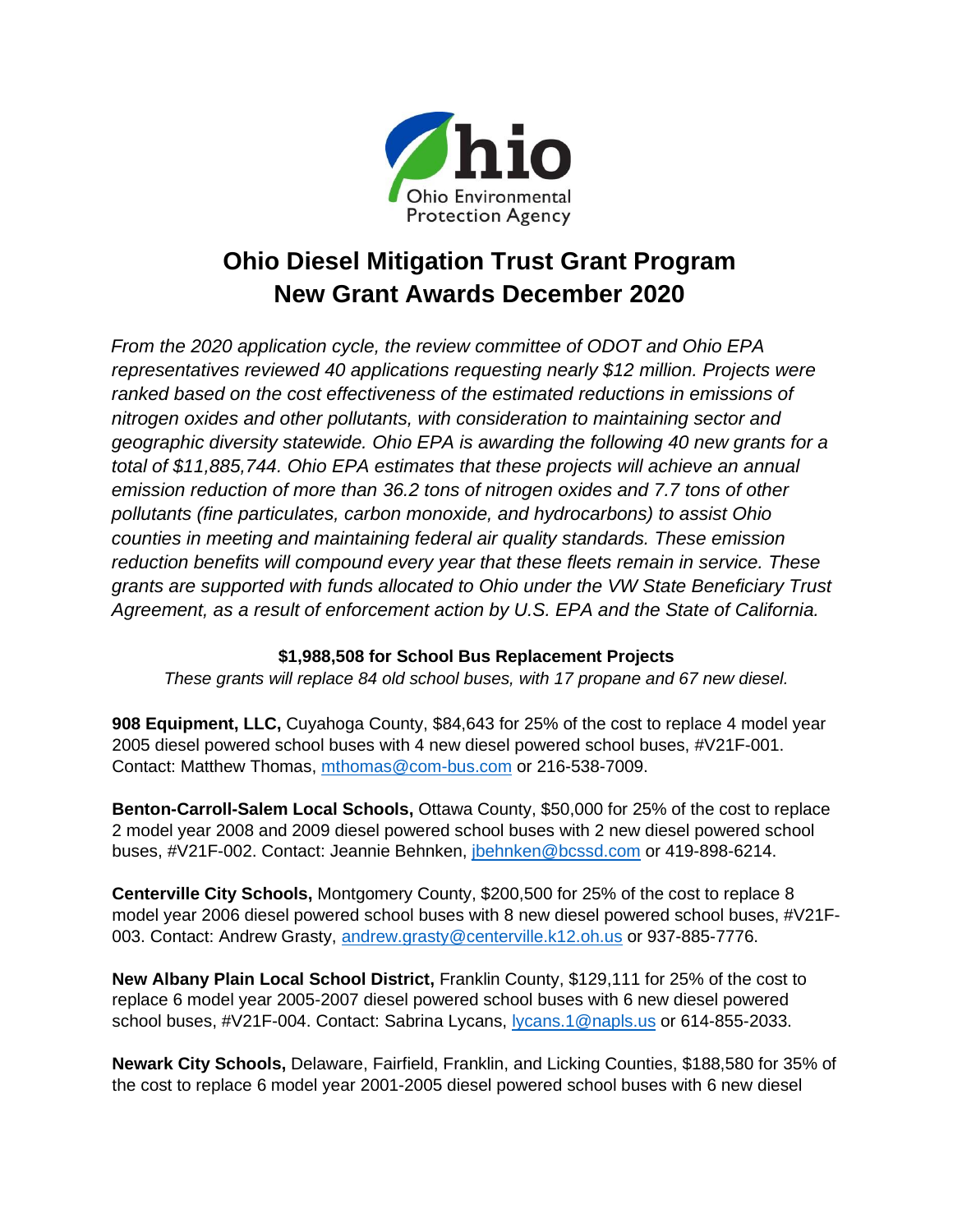Ohio Environmental Protection Agency

# Ohio Diesel Mitigation Trust Grant Program
# New Grant Awards December 2020

*From the 2020 application cycle, the review committee of ODOT and Ohio EPA representatives reviewed 40 applications requesting nearly $12 million. Projects were ranked based on the cost effectiveness of the estimated reductions in emissions of nitrogen oxides and other pollutants, with consideration to maintaining sector and geographic diversity statewide. Ohio EPA is awarding the following 40 new grants for a total of $11,885,744. Ohio EPA estimates that these projects will achieve an annual emission reduction of more than 36.2 tons of nitrogen oxides and 7.7 tons of other pollutants (fine particulates, carbon monoxide, and hydrocarbons) to assist Ohio counties in meeting and maintaining federal air quality standards. These emission reduction benefits will compound every year that these fleets remain in service. These grants are supported with funds allocated to Ohio under the VW State Beneficiary Trust Agreement, as a result of enforcement action by U.S. EPA and the State of California.*

**$1,988,508 for School Bus Replacement Projects**

*These grants will replace 84 old school buses, with 17 propane and 67 new diesel.*

**908 Equipment, LLC,** Cuyahoga County, $84,643 for 25% of the cost to replace 4 model year 2005 diesel powered school buses with 4 new diesel powered school buses, #V21F-001. Contact: Matthew Thomas, mthomas@com-bus.com or 216-538-7009.

**Benton-Carroll-Salem Local Schools,** Ottawa County, $50,000 for 25% of the cost to replace 2 model year 2008 and 2009 diesel powered school buses with 2 new diesel powered school buses, #V21F-002. Contact: Jeannie Behnken, jbehnken@bcssd.com or 419-898-6214.

**Centerville City Schools,** Montgomery County, $200,500 for 25% of the cost to replace 8 model year 2006 diesel powered school buses with 8 new diesel powered school buses, #V21F-003. Contact: Andrew Grasty, andrew.grasty@centerville.k12.oh.us or 937-885-7776.

**New Albany Plain Local School District,** Franklin County, $129,111 for 25% of the cost to replace 6 model year 2005-2007 diesel powered school buses with 6 new diesel powered school buses, #V21F-004. Contact: Sabrina Lycans, lycans.1@napls.us or 614-855-2033.

**Newark City Schools,** Delaware, Fairfield, Franklin, and Licking Counties, $188,580 for 35% of the cost to replace 6 model year 2001-2005 diesel powered school buses with 6 new diesel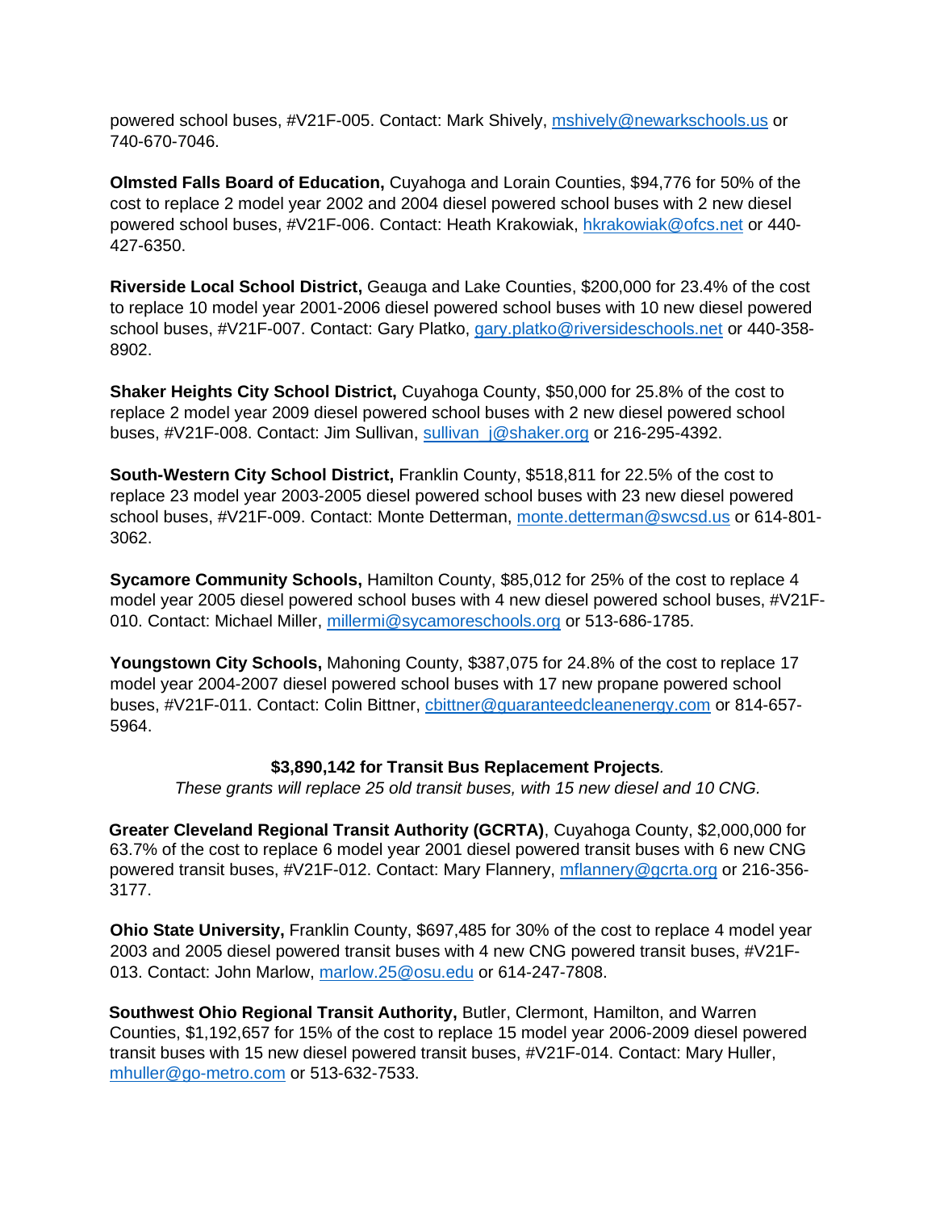powered school buses, #V21F-005. Contact: Mark Shively, mshively@newarkschools.us or 740-670-7046.

**Olmsted Falls Board of Education,** Cuyahoga and Lorain Counties, $94,776 for 50% of the cost to replace 2 model year 2002 and 2004 diesel powered school buses with 2 new diesel powered school buses, #V21F-006. Contact: Heath Krakowiak, hkrakowiak@ofcs.net or 440-427-6350.

**Riverside Local School District,** Geauga and Lake Counties, $200,000 for 23.4% of the cost to replace 10 model year 2001-2006 diesel powered school buses with 10 new diesel powered school buses, #V21F-007. Contact: Gary Platko, gary.platko@riversideschools.net or 440-358-8902.

**Shaker Heights City School District,** Cuyahoga County, $50,000 for 25.8% of the cost to replace 2 model year 2009 diesel powered school buses with 2 new diesel powered school buses, #V21F-008. Contact: Jim Sullivan, sullivan_j@shaker.org or 216-295-4392.

**South-Western City School District,** Franklin County, $518,811 for 22.5% of the cost to replace 23 model year 2003-2005 diesel powered school buses with 23 new diesel powered school buses, #V21F-009. Contact: Monte Detterman, monte.detterman@swcsd.us or 614-801-3062.

**Sycamore Community Schools,** Hamilton County, $85,012 for 25% of the cost to replace 4 model year 2005 diesel powered school buses with 4 new diesel powered school buses, #V21F-010. Contact: Michael Miller, millermi@sycamoreschools.org or 513-686-1785.

**Youngstown City Schools,** Mahoning County, $387,075 for 24.8% of the cost to replace 17 model year 2004-2007 diesel powered school buses with 17 new propane powered school buses, #V21F-011. Contact: Colin Bittner, cbittner@guaranteedcleanenergy.com or 814-657-5964.

**$3,890,142 for Transit Bus Replacement Projects**.

*These grants will replace 25 old transit buses, with 15 new diesel and 10 CNG.*

**Greater Cleveland Regional Transit Authority (GCRTA)**, Cuyahoga County, $2,000,000 for 63.7% of the cost to replace 6 model year 2001 diesel powered transit buses with 6 new CNG powered transit buses, #V21F-012. Contact: Mary Flannery, mflannery@gcrta.org or 216-356-3177.

**Ohio State University,** Franklin County, $697,485 for 30% of the cost to replace 4 model year 2003 and 2005 diesel powered transit buses with 4 new CNG powered transit buses, #V21F-013. Contact: John Marlow, marlow.25@osu.edu or 614-247-7808.

**Southwest Ohio Regional Transit Authority,** Butler, Clermont, Hamilton, and Warren Counties, $1,192,657 for 15% of the cost to replace 15 model year 2006-2009 diesel powered transit buses with 15 new diesel powered transit buses, #V21F-014. Contact: Mary Huller, mhuller@go-metro.com or 513-632-7533.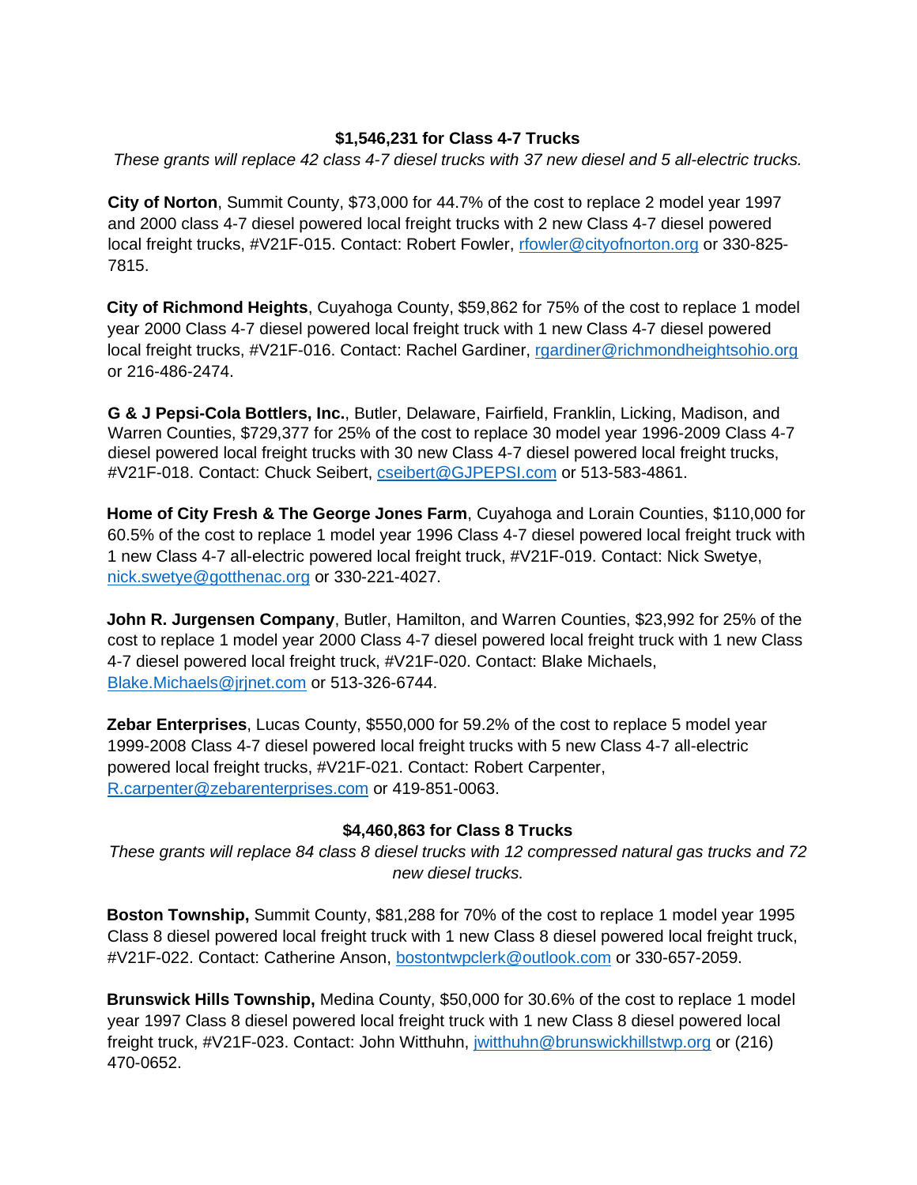**$1,546,231 for Class 4-7 Trucks**

*These grants will replace 42 class 4-7 diesel trucks with 37 new diesel and 5 all-electric trucks.*

**City of Norton**, Summit County, $73,000 for 44.7% of the cost to replace 2 model year 1997 and 2000 class 4-7 diesel powered local freight trucks with 2 new Class 4-7 diesel powered local freight trucks, #V21F-015. Contact: Robert Fowler, rfowler@cityofnorton.org or 330-825-7815.

**City of Richmond Heights**, Cuyahoga County, $59,862 for 75% of the cost to replace 1 model year 2000 Class 4-7 diesel powered local freight truck with 1 new Class 4-7 diesel powered local freight trucks, #V21F-016. Contact: Rachel Gardiner, rgardiner@richmondheightsohio.org or 216-486-2474.

**G & J Pepsi-Cola Bottlers, Inc.**, Butler, Delaware, Fairfield, Franklin, Licking, Madison, and Warren Counties, $729,377 for 25% of the cost to replace 30 model year 1996-2009 Class 4-7 diesel powered local freight trucks with 30 new Class 4-7 diesel powered local freight trucks, #V21F-018. Contact: Chuck Seibert, cseibert@GJPEPSI.com or 513-583-4861.

**Home of City Fresh & The George Jones Farm**, Cuyahoga and Lorain Counties, $110,000 for 60.5% of the cost to replace 1 model year 1996 Class 4-7 diesel powered local freight truck with 1 new Class 4-7 all-electric powered local freight truck, #V21F-019. Contact: Nick Swetye, nick.swetye@gotthenac.org or 330-221-4027.

**John R. Jurgensen Company**, Butler, Hamilton, and Warren Counties, $23,992 for 25% of the cost to replace 1 model year 2000 Class 4-7 diesel powered local freight truck with 1 new Class 4-7 diesel powered local freight truck, #V21F-020. Contact: Blake Michaels, Blake.Michaels@jrjnet.com or 513-326-6744.

**Zebar Enterprises**, Lucas County, $550,000 for 59.2% of the cost to replace 5 model year 1999-2008 Class 4-7 diesel powered local freight trucks with 5 new Class 4-7 all-electric powered local freight trucks, #V21F-021. Contact: Robert Carpenter, R.carpenter@zebarenterprises.com or 419-851-0063.

**$4,460,863 for Class 8 Trucks**

*These grants will replace 84 class 8 diesel trucks with 12 compressed natural gas trucks and 72 new diesel trucks.*

**Boston Township,** Summit County, $81,288 for 70% of the cost to replace 1 model year 1995 Class 8 diesel powered local freight truck with 1 new Class 8 diesel powered local freight truck, #V21F-022. Contact: Catherine Anson, bostontwpclerk@outlook.com or 330-657-2059.

**Brunswick Hills Township,** Medina County, $50,000 for 30.6% of the cost to replace 1 model year 1997 Class 8 diesel powered local freight truck with 1 new Class 8 diesel powered local freight truck, #V21F-023. Contact: John Witthuhn, jwitthuhn@brunswickhillstwp.org or (216) 470-0652.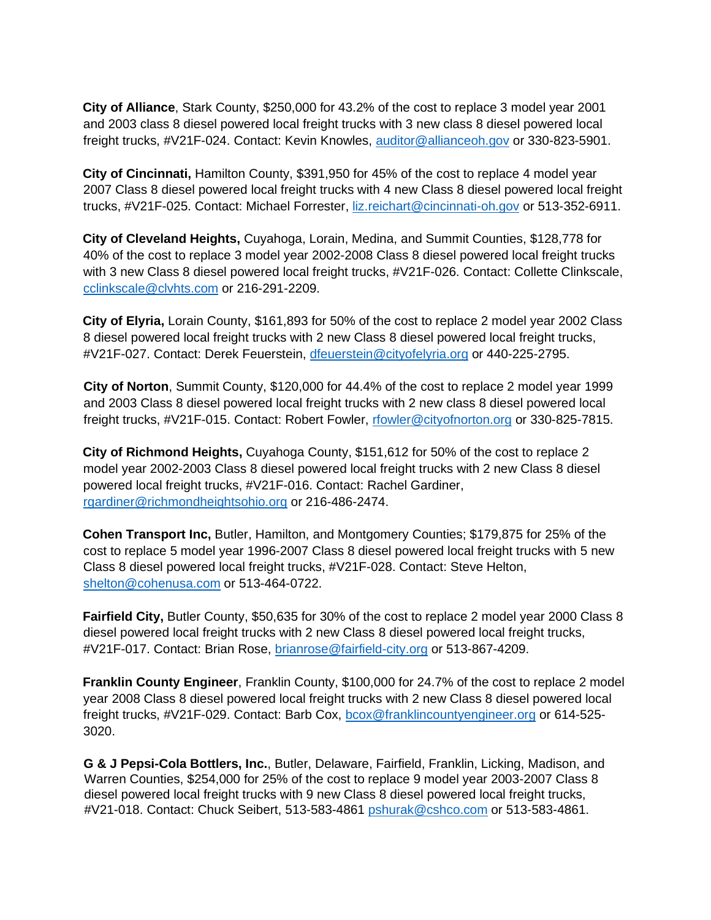**City of Alliance**, Stark County, $250,000 for 43.2% of the cost to replace 3 model year 2001 and 2003 class 8 diesel powered local freight trucks with 3 new class 8 diesel powered local freight trucks, #V21F-024. Contact: Kevin Knowles, auditor@allianceoh.gov or 330-823-5901.

**City of Cincinnati,** Hamilton County, $391,950 for 45% of the cost to replace 4 model year 2007 Class 8 diesel powered local freight trucks with 4 new Class 8 diesel powered local freight trucks, #V21F-025. Contact: Michael Forrester, liz.reichart@cincinnati-oh.gov or 513-352-6911.

**City of Cleveland Heights,** Cuyahoga, Lorain, Medina, and Summit Counties, $128,778 for 40% of the cost to replace 3 model year 2002-2008 Class 8 diesel powered local freight trucks with 3 new Class 8 diesel powered local freight trucks, #V21F-026. Contact: Collette Clinkscale, cclinkscale@clvhts.com or 216-291-2209.

**City of Elyria,** Lorain County, $161,893 for 50% of the cost to replace 2 model year 2002 Class 8 diesel powered local freight trucks with 2 new Class 8 diesel powered local freight trucks, #V21F-027. Contact: Derek Feuerstein, dfeuerstein@cityofelyria.org or 440-225-2795.

**City of Norton**, Summit County, $120,000 for 44.4% of the cost to replace 2 model year 1999 and 2003 Class 8 diesel powered local freight trucks with 2 new class 8 diesel powered local freight trucks, #V21F-015. Contact: Robert Fowler, rfowler@cityofnorton.org or 330-825-7815.

**City of Richmond Heights,** Cuyahoga County, $151,612 for 50% of the cost to replace 2 model year 2002-2003 Class 8 diesel powered local freight trucks with 2 new Class 8 diesel powered local freight trucks, #V21F-016. Contact: Rachel Gardiner, rgardiner@richmondheightsohio.org or 216-486-2474.

**Cohen Transport Inc,** Butler, Hamilton, and Montgomery Counties; $179,875 for 25% of the cost to replace 5 model year 1996-2007 Class 8 diesel powered local freight trucks with 5 new Class 8 diesel powered local freight trucks, #V21F-028. Contact: Steve Helton, shelton@cohenusa.com or 513-464-0722.

**Fairfield City,** Butler County, $50,635 for 30% of the cost to replace 2 model year 2000 Class 8 diesel powered local freight trucks with 2 new Class 8 diesel powered local freight trucks, #V21F-017. Contact: Brian Rose, brianrose@fairfield-city.org or 513-867-4209.

**Franklin County Engineer**, Franklin County, $100,000 for 24.7% of the cost to replace 2 model year 2008 Class 8 diesel powered local freight trucks with 2 new Class 8 diesel powered local freight trucks, #V21F-029. Contact: Barb Cox, bcox@franklincountyengineer.org or 614-525-3020.

**G & J Pepsi-Cola Bottlers, Inc.**, Butler, Delaware, Fairfield, Franklin, Licking, Madison, and Warren Counties, $254,000 for 25% of the cost to replace 9 model year 2003-2007 Class 8 diesel powered local freight trucks with 9 new Class 8 diesel powered local freight trucks, #V21-018. Contact: Chuck Seibert, 513-583-4861 pshurak@cshco.com or 513-583-4861.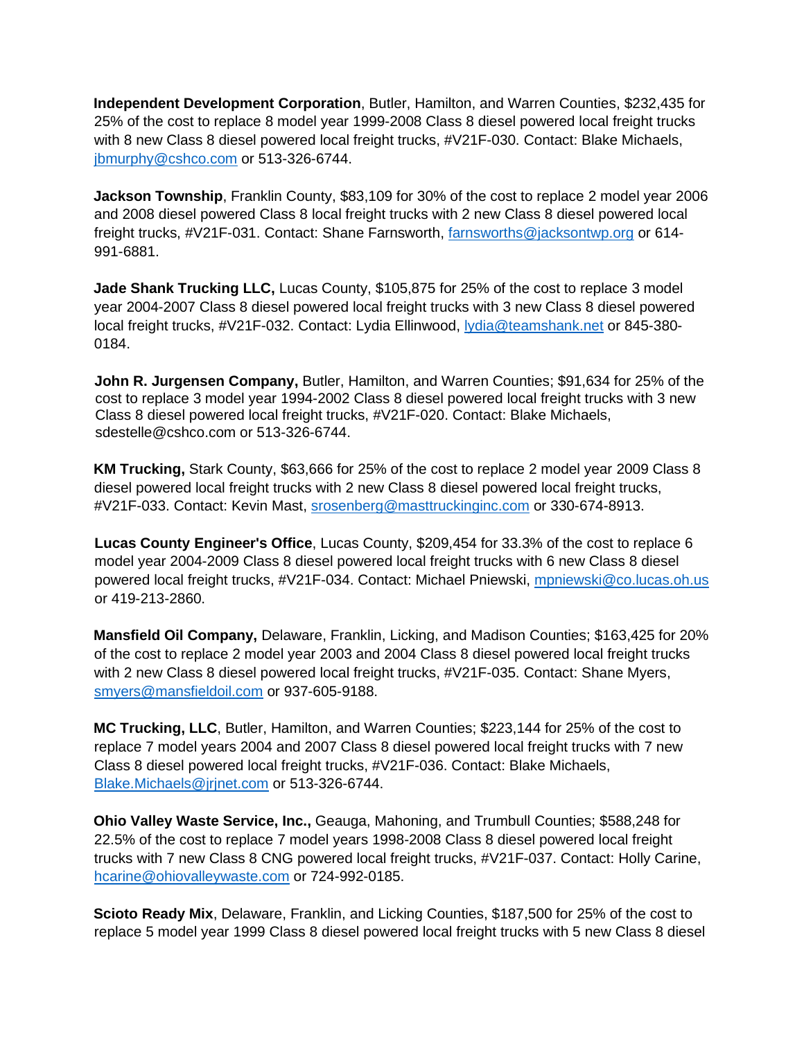**Independent Development Corporation**, Butler, Hamilton, and Warren Counties, $232,435 for 25% of the cost to replace 8 model year 1999-2008 Class 8 diesel powered local freight trucks with 8 new Class 8 diesel powered local freight trucks, #V21F-030. Contact: Blake Michaels, jbmurphy@cshco.com or 513-326-6744.

**Jackson Township**, Franklin County, $83,109 for 30% of the cost to replace 2 model year 2006 and 2008 diesel powered Class 8 local freight trucks with 2 new Class 8 diesel powered local freight trucks, #V21F-031. Contact: Shane Farnsworth, farnsworths@jacksontwp.org or 614-991-6881.

**Jade Shank Trucking LLC,** Lucas County, $105,875 for 25% of the cost to replace 3 model year 2004-2007 Class 8 diesel powered local freight trucks with 3 new Class 8 diesel powered local freight trucks, #V21F-032. Contact: Lydia Ellinwood, lydia@teamshank.net or 845-380-0184.

**John R. Jurgensen Company,** Butler, Hamilton, and Warren Counties; $91,634 for 25% of the cost to replace 3 model year 1994-2002 Class 8 diesel powered local freight trucks with 3 new Class 8 diesel powered local freight trucks, #V21F-020. Contact: Blake Michaels, sdestelle@cshco.com or 513-326-6744.

**KM Trucking,** Stark County, $63,666 for 25% of the cost to replace 2 model year 2009 Class 8 diesel powered local freight trucks with 2 new Class 8 diesel powered local freight trucks, #V21F-033. Contact: Kevin Mast, srosenberg@masttruckinginc.com or 330-674-8913.

**Lucas County Engineer's Office**, Lucas County, $209,454 for 33.3% of the cost to replace 6 model year 2004-2009 Class 8 diesel powered local freight trucks with 6 new Class 8 diesel powered local freight trucks, #V21F-034. Contact: Michael Pniewski, mpniewski@co.lucas.oh.us or 419-213-2860.

**Mansfield Oil Company,** Delaware, Franklin, Licking, and Madison Counties; $163,425 for 20% of the cost to replace 2 model year 2003 and 2004 Class 8 diesel powered local freight trucks with 2 new Class 8 diesel powered local freight trucks, #V21F-035. Contact: Shane Myers, smyers@mansfieldoil.com or 937-605-9188.

**MC Trucking, LLC**, Butler, Hamilton, and Warren Counties; $223,144 for 25% of the cost to replace 7 model years 2004 and 2007 Class 8 diesel powered local freight trucks with 7 new Class 8 diesel powered local freight trucks, #V21F-036. Contact: Blake Michaels, Blake.Michaels@jrjnet.com or 513-326-6744.

**Ohio Valley Waste Service, Inc.,** Geauga, Mahoning, and Trumbull Counties; $588,248 for 22.5% of the cost to replace 7 model years 1998-2008 Class 8 diesel powered local freight trucks with 7 new Class 8 CNG powered local freight trucks, #V21F-037. Contact: Holly Carine, hcarine@ohiovalleywaste.com or 724-992-0185.

**Scioto Ready Mix**, Delaware, Franklin, and Licking Counties, $187,500 for 25% of the cost to replace 5 model year 1999 Class 8 diesel powered local freight trucks with 5 new Class 8 diesel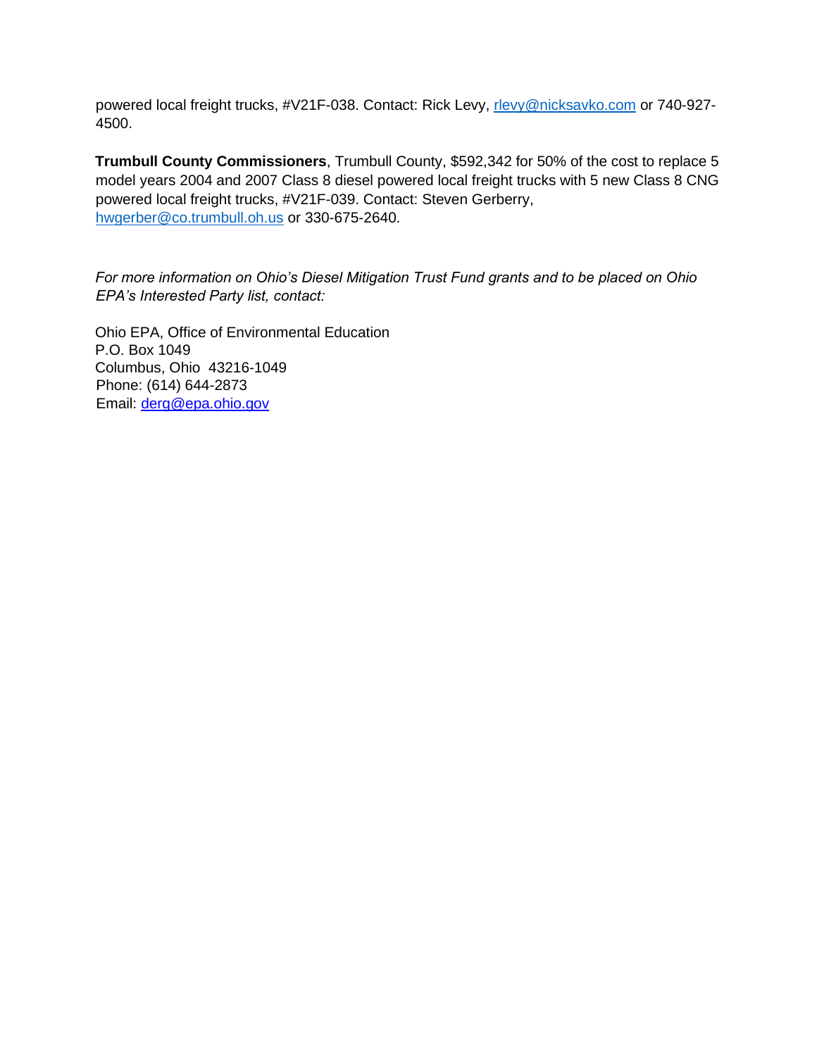powered local freight trucks, #V21F-038. Contact: Rick Levy, rlevy@nicksavko.com or 740-927-4500.

**Trumbull County Commissioners**, Trumbull County, $592,342 for 50% of the cost to replace 5 model years 2004 and 2007 Class 8 diesel powered local freight trucks with 5 new Class 8 CNG powered local freight trucks, #V21F-039. Contact: Steven Gerberry, hwgerber@co.trumbull.oh.us or 330-675-2640.

*For more information on Ohio's Diesel Mitigation Trust Fund grants and to be placed on Ohio EPA's Interested Party list, contact:*

Ohio EPA, Office of Environmental Education
P.O. Box 1049
Columbus, Ohio 43216-1049
Phone: (614) 644-2873
Email: derg@epa.ohio.gov